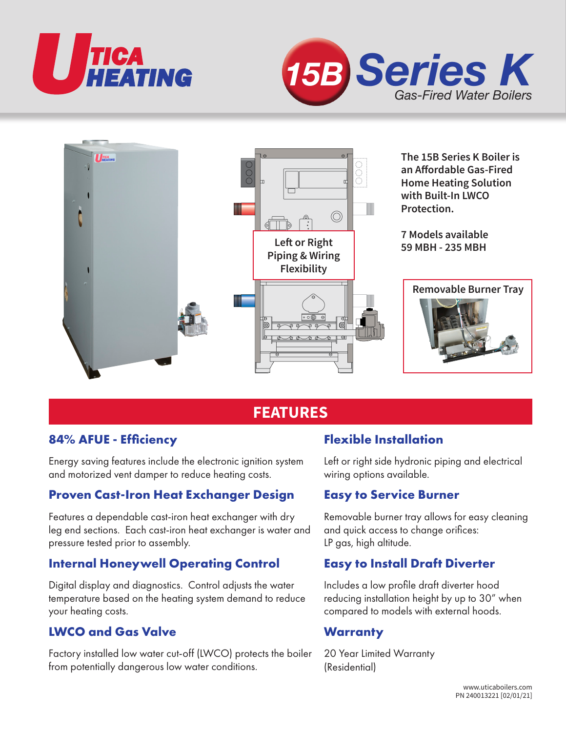# Utica Heating

# 15B Series K

*Gas-Fired Water Boilers*

Left or Right Piping & Wiring Flexibility

**The 15B Series K Boiler is an Affordable Gas-Fired Home Heating Solution with Built-In LWCO Protection.**

**7 Models available**
**59 MBH - 235 MBH**

Removable Burner Tray

## FEATURES

### 84% AFUE - Efficiency

Energy saving features include the electronic ignition system and motorized vent damper to reduce heating costs.

### Proven Cast-Iron Heat Exchanger Design

Features a dependable cast-iron heat exchanger with dry leg end sections. Each cast-iron heat exchanger is water and pressure tested prior to assembly.

### Internal Honeywell Operating Control

Digital display and diagnostics. Control adjusts the water temperature based on the heating system demand to reduce your heating costs.

### LWCO and Gas Valve

Factory installed low water cut-off (LWCO) protects the boiler from potentially dangerous low water conditions.

### Flexible Installation

Left or right side hydronic piping and electrical wiring options available.

### Easy to Service Burner

Removable burner tray allows for easy cleaning and quick access to change orifices:
LP gas, high altitude.

### Easy to Install Draft Diverter

Includes a low profile draft diverter hood reducing installation height by up to 30" when compared to models with external hoods.

### Warranty

20 Year Limited Warranty
(Residential)

www.uticaboilers.com
PN 240013221 [02/01/21]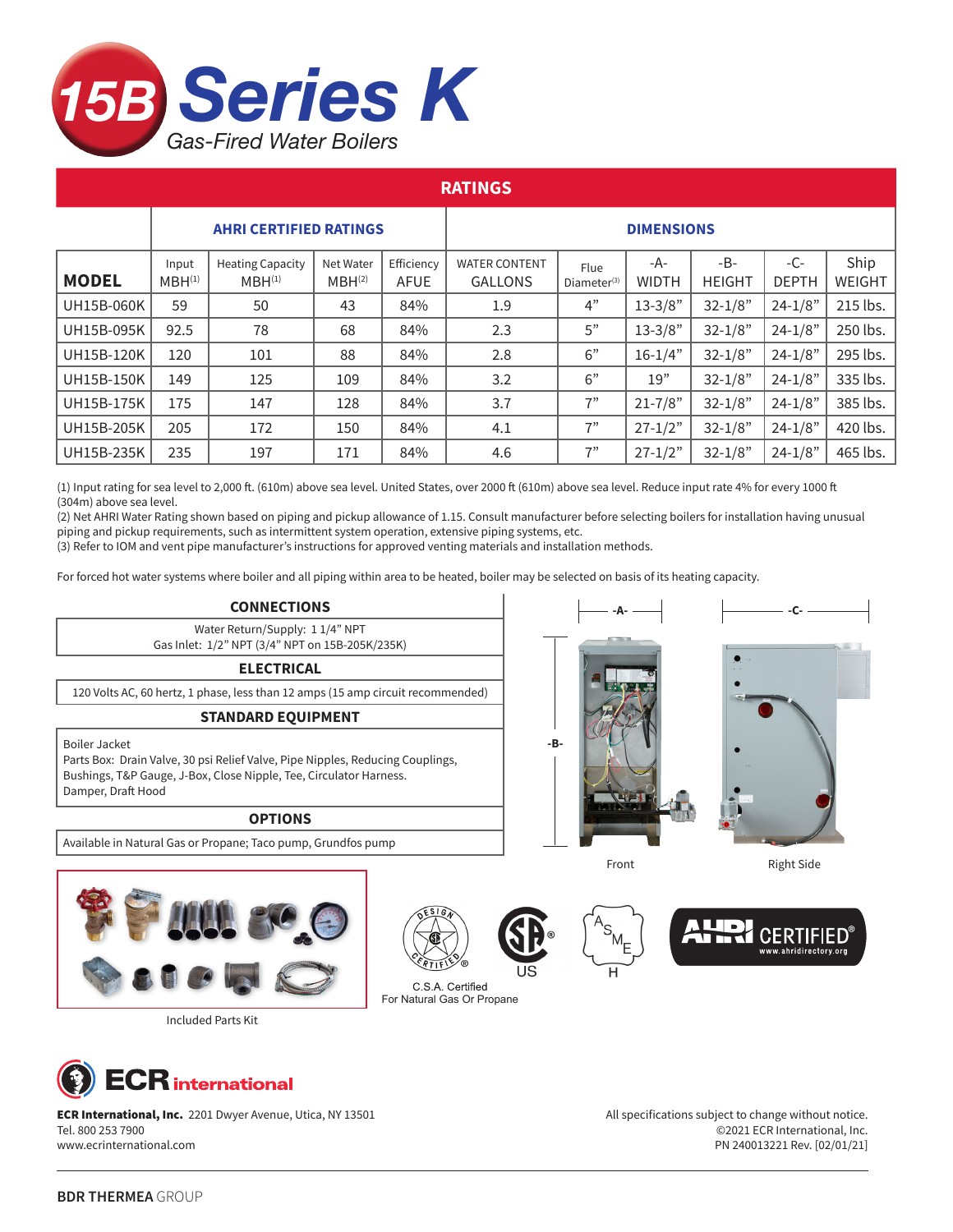# 15B Series K

*Gas-Fired Water Boilers*

## RATINGS

| MODEL | AHRI CERTIFIED RATINGS | | | | DIMENSIONS | | | | | |
|---|---|---|---|---|---|---|---|---|---|---|
| | Input MBH(1) | Heating Capacity MBH(1) | Net Water MBH(2) | Efficiency AFUE | WATER CONTENT GALLONS | Flue Diameter(3) | -A- WIDTH | -B- HEIGHT | -C- DEPTH | Ship WEIGHT |
| UH15B-060K | 59 | 50 | 43 | 84% | 1.9 | 4" | 13-3/8" | 32-1/8" | 24-1/8" | 215 lbs. |
| UH15B-095K | 92.5 | 78 | 68 | 84% | 2.3 | 5" | 13-3/8" | 32-1/8" | 24-1/8" | 250 lbs. |
| UH15B-120K | 120 | 101 | 88 | 84% | 2.8 | 6" | 16-1/4" | 32-1/8" | 24-1/8" | 295 lbs. |
| UH15B-150K | 149 | 125 | 109 | 84% | 3.2 | 6" | 19" | 32-1/8" | 24-1/8" | 335 lbs. |
| UH15B-175K | 175 | 147 | 128 | 84% | 3.7 | 7" | 21-7/8" | 32-1/8" | 24-1/8" | 385 lbs. |
| UH15B-205K | 205 | 172 | 150 | 84% | 4.1 | 7" | 27-1/2" | 32-1/8" | 24-1/8" | 420 lbs. |
| UH15B-235K | 235 | 197 | 171 | 84% | 4.6 | 7" | 27-1/2" | 32-1/8" | 24-1/8" | 465 lbs. |

(1) Input rating for sea level to 2,000 ft. (610m) above sea level. United States, over 2000 ft (610m) above sea level. Reduce input rate 4% for every 1000 ft (304m) above sea level.
(2) Net AHRI Water Rating shown based on piping and pickup allowance of 1.15. Consult manufacturer before selecting boilers for installation having unusual piping and pickup requirements, such as intermittent system operation, extensive piping systems, etc.
(3) Refer to IOM and vent pipe manufacturer's instructions for approved venting materials and installation methods.

For forced hot water systems where boiler and all piping within area to be heated, boiler may be selected on basis of its heating capacity.

### CONNECTIONS

Water Return/Supply: 1 1/4" NPT
Gas Inlet: 1/2" NPT (3/4" NPT on 15B-205K/235K)

### ELECTRICAL

120 Volts AC, 60 hertz, 1 phase, less than 12 amps (15 amp circuit recommended)

### STANDARD EQUIPMENT

Boiler Jacket
Parts Box: Drain Valve, 30 psi Relief Valve, Pipe Nipples, Reducing Couplings, Bushings, T&P Gauge, J-Box, Close Nipple, Tee, Circulator Harness.
Damper, Draft Hood

### OPTIONS

Available in Natural Gas or Propane; Taco pump, Grundfos pump

-A- -C- -B-

Front

Right Side

Included Parts Kit

C.S.A. Certified
For Natural Gas Or Propane

**ECR International, Inc.** 2201 Dwyer Avenue, Utica, NY 13501
Tel. 800 253 7900
www.ecrinternational.com

All specifications subject to change without notice.
©2021 ECR International, Inc.
PN 240013221 Rev. [02/01/21]

**BDR THERMEA** GROUP